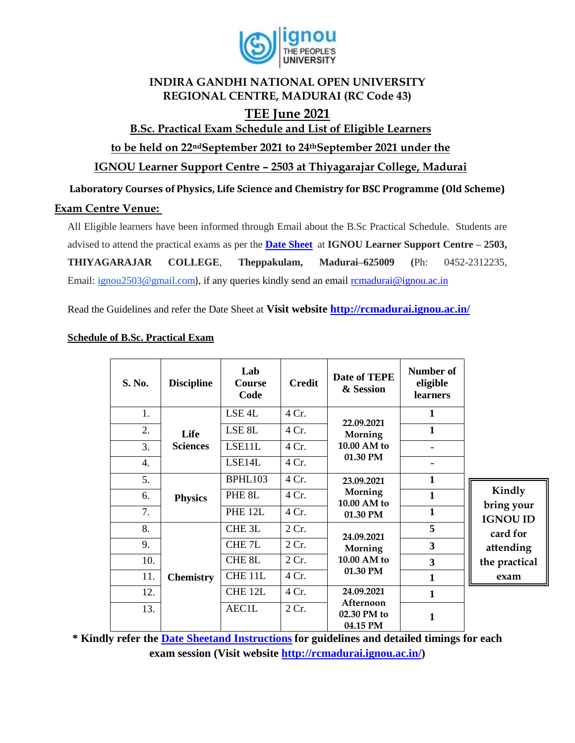# INDIRA GANDHI NATIONAL OPEN UNIVERSITY
## REGIONAL CENTRE, MADURAI (RC Code 43)

## TEE June 2021

### B.Sc. Practical Exam Schedule and List of Eligible Learners

### to be held on 22nd September 2021 to 24th September 2021 under the

### IGNOU Learner Support Centre – 2503 at Thiyagarajar College, Madurai

**Laboratory Courses of Physics, Life Science and Chemistry for BSC Programme (Old Scheme)**

**Exam Centre Venue:**

All Eligible learners have been informed through Email about the B.Sc Practical Schedule. Students are advised to attend the practical exams as per the **Date Sheet** at **IGNOU Learner Support Centre – 2503, THIYAGARAJAR COLLEGE**, **Theppakulam, Madurai–625009 (**Ph: 0452-2312235, Email: ignou2503@gmail.com), if any queries kindly send an email rcmadurai@ignou.ac.in

Read the Guidelines and refer the Date Sheet at **Visit website http://rcmadurai.ignou.ac.in/**

**Schedule of B.Sc. Practical Exam**

| S. No. | Discipline | Lab Course Code | Credit | Date of TEPE & Session | Number of eligible learners |
|---|---|---|---|---|---|
| 1. | Life Sciences | LSE 4L | 4 Cr. | 22.09.2021 Morning 10.00 AM to 01.30 PM | 1 |
| 2. | | LSE 8L | 4 Cr. | | 1 |
| 3. | | LSE11L | 4 Cr. | | - |
| 4. | | LSE14L | 4 Cr. | | - |
| 5. | Physics | BPHL103 | 4 Cr. | 23.09.2021 Morning 10.00 AM to 01.30 PM | 1 |
| 6. | | PHE 8L | 4 Cr. | | 1 |
| 7. | | PHE 12L | 4 Cr. | | 1 |
| 8. | Chemistry | CHE 3L | 2 Cr. | 24.09.2021 Morning 10.00 AM to 01.30 PM | 5 |
| 9. | | CHE 7L | 2 Cr. | | 3 |
| 10. | | CHE 8L | 2 Cr. | | 3 |
| 11. | | CHE 11L | 4 Cr. | | 1 |
| 12. | | CHE 12L | 2 Cr. | 24.09.2021 Afternoon 02.30 PM to 04.15 PM | 1 |
| 13. | | AEC1L | 2 Cr. | | 1 |

**Kindly bring your IGNOU ID card for attending the practical exam**

**\* Kindly refer the Date Sheetand Instructions for guidelines and detailed timings for each exam session (Visit website http://rcmadurai.ignou.ac.in/)**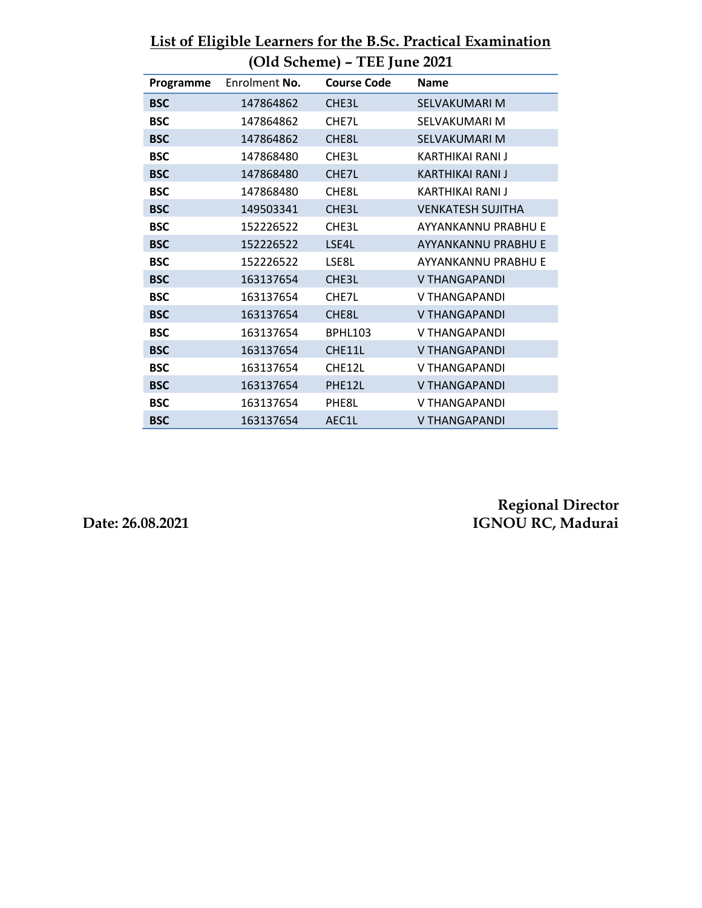# List of Eligible Learners for the B.Sc. Practical Examination (Old Scheme) – TEE June 2021

| Programme | Enrolment No. | Course Code | Name |
|---|---|---|---|
| **BSC** | 147864862 | CHE3L | SELVAKUMARI M |
| **BSC** | 147864862 | CHE7L | SELVAKUMARI M |
| **BSC** | 147864862 | CHE8L | SELVAKUMARI M |
| **BSC** | 147868480 | CHE3L | KARTHIKAI RANI J |
| **BSC** | 147868480 | CHE7L | KARTHIKAI RANI J |
| **BSC** | 147868480 | CHE8L | KARTHIKAI RANI J |
| **BSC** | 149503341 | CHE3L | VENKATESH SUJITHA |
| **BSC** | 152226522 | CHE3L | AYYANKANNU PRABHU E |
| **BSC** | 152226522 | LSE4L | AYYANKANNU PRABHU E |
| **BSC** | 152226522 | LSE8L | AYYANKANNU PRABHU E |
| **BSC** | 163137654 | CHE3L | V THANGAPANDI |
| **BSC** | 163137654 | CHE7L | V THANGAPANDI |
| **BSC** | 163137654 | CHE8L | V THANGAPANDI |
| **BSC** | 163137654 | BPHL103 | V THANGAPANDI |
| **BSC** | 163137654 | CHE11L | V THANGAPANDI |
| **BSC** | 163137654 | CHE12L | V THANGAPANDI |
| **BSC** | 163137654 | PHE12L | V THANGAPANDI |
| **BSC** | 163137654 | PHE8L | V THANGAPANDI |
| **BSC** | 163137654 | AEC1L | V THANGAPANDI |

**Date: 26.08.2021**

**Regional Director**
**IGNOU RC, Madurai**